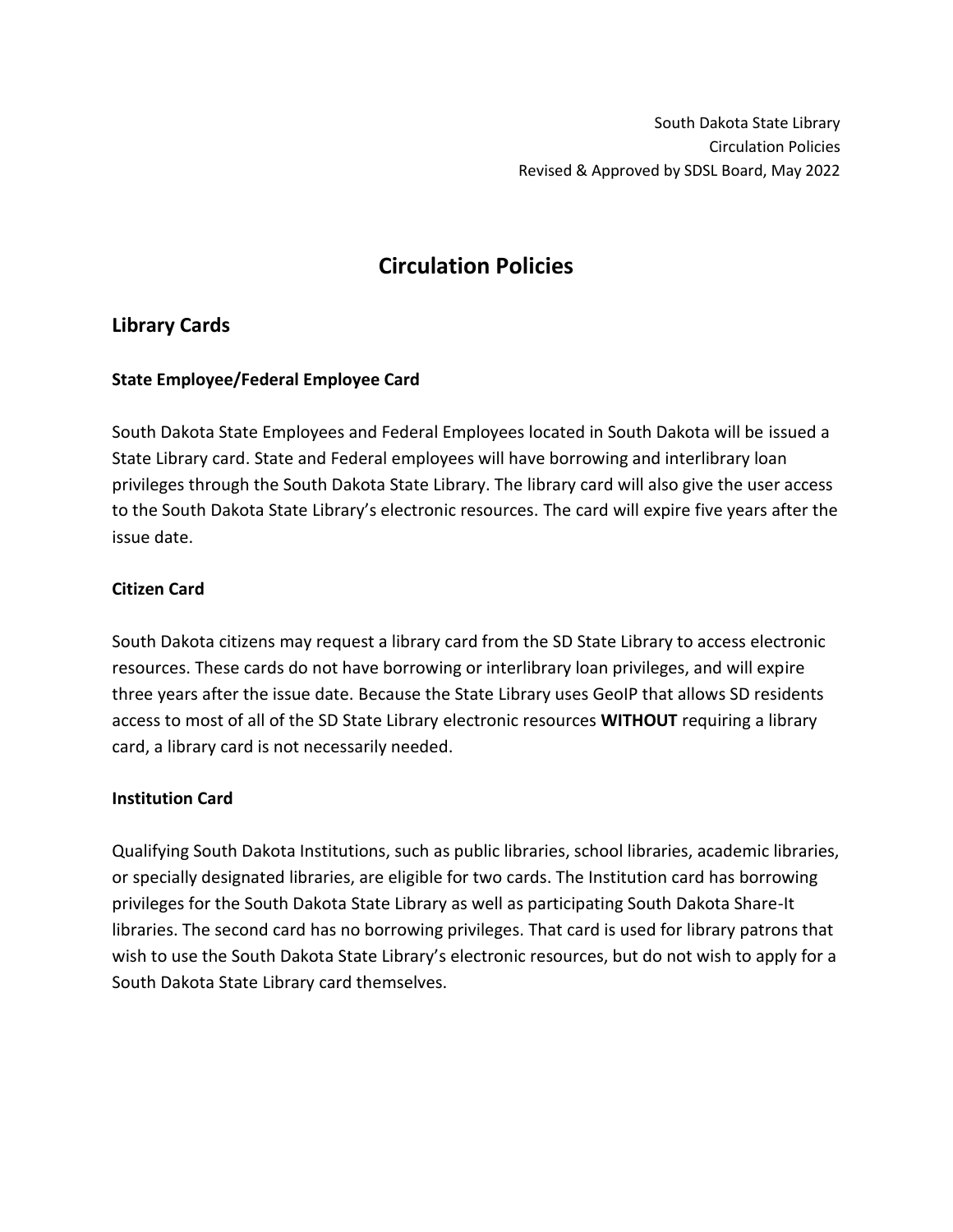South Dakota State Library
Circulation Policies
Revised & Approved by SDSL Board, May 2022

# Circulation Policies

## Library Cards

### State Employee/Federal Employee Card

South Dakota State Employees and Federal Employees located in South Dakota will be issued a State Library card. State and Federal employees will have borrowing and interlibrary loan privileges through the South Dakota State Library. The library card will also give the user access to the South Dakota State Library's electronic resources. The card will expire five years after the issue date.

### Citizen Card

South Dakota citizens may request a library card from the SD State Library to access electronic resources. These cards do not have borrowing or interlibrary loan privileges, and will expire three years after the issue date. Because the State Library uses GeoIP that allows SD residents access to most of all of the SD State Library electronic resources **WITHOUT** requiring a library card, a library card is not necessarily needed.

### Institution Card

Qualifying South Dakota Institutions, such as public libraries, school libraries, academic libraries, or specially designated libraries, are eligible for two cards. The Institution card has borrowing privileges for the South Dakota State Library as well as participating South Dakota Share-It libraries. The second card has no borrowing privileges. That card is used for library patrons that wish to use the South Dakota State Library's electronic resources, but do not wish to apply for a South Dakota State Library card themselves.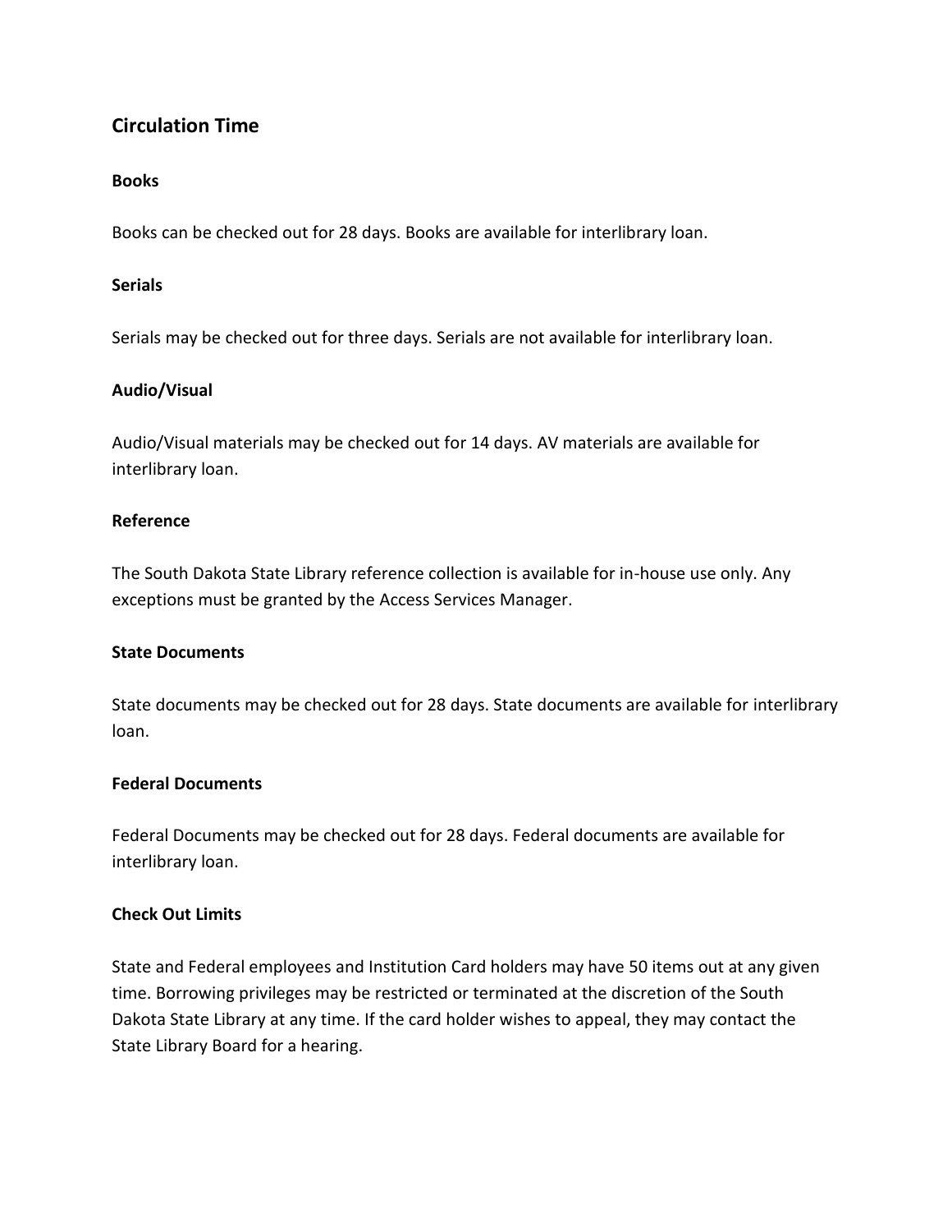## Circulation Time

### Books

Books can be checked out for 28 days. Books are available for interlibrary loan.

### Serials

Serials may be checked out for three days. Serials are not available for interlibrary loan.

### Audio/Visual

Audio/Visual materials may be checked out for 14 days. AV materials are available for interlibrary loan.

### Reference

The South Dakota State Library reference collection is available for in-house use only. Any exceptions must be granted by the Access Services Manager.

### State Documents

State documents may be checked out for 28 days. State documents are available for interlibrary loan.

### Federal Documents

Federal Documents may be checked out for 28 days. Federal documents are available for interlibrary loan.

### Check Out Limits

State and Federal employees and Institution Card holders may have 50 items out at any given time. Borrowing privileges may be restricted or terminated at the discretion of the South Dakota State Library at any time. If the card holder wishes to appeal, they may contact the State Library Board for a hearing.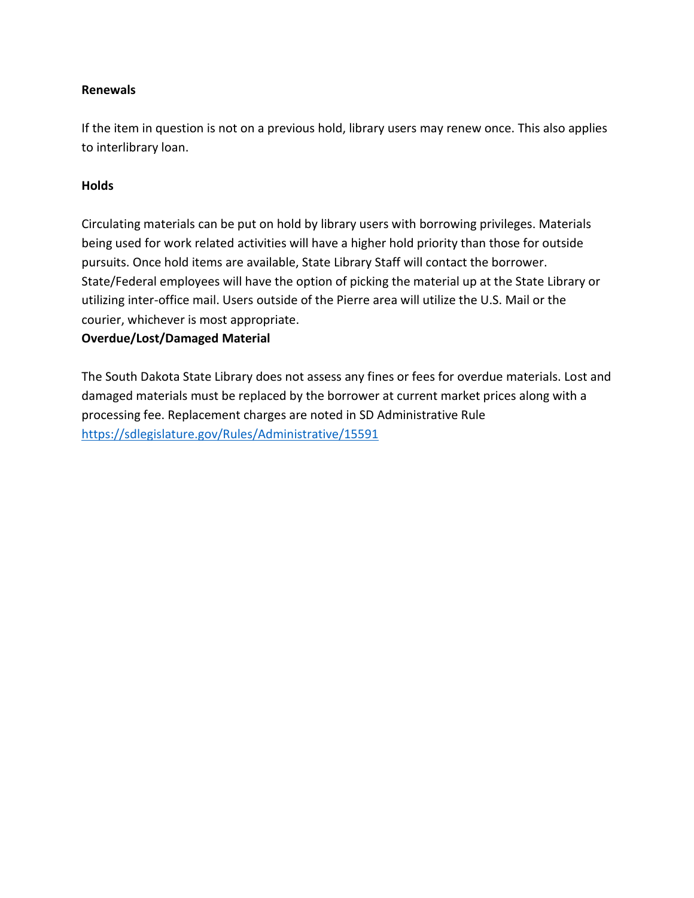**Renewals**

If the item in question is not on a previous hold, library users may renew once. This also applies to interlibrary loan.

**Holds**

Circulating materials can be put on hold by library users with borrowing privileges. Materials being used for work related activities will have a higher hold priority than those for outside pursuits. Once hold items are available, State Library Staff will contact the borrower. State/Federal employees will have the option of picking the material up at the State Library or utilizing inter-office mail. Users outside of the Pierre area will utilize the U.S. Mail or the courier, whichever is most appropriate.

**Overdue/Lost/Damaged Material**

The South Dakota State Library does not assess any fines or fees for overdue materials. Lost and damaged materials must be replaced by the borrower at current market prices along with a processing fee. Replacement charges are noted in SD Administrative Rule https://sdlegislature.gov/Rules/Administrative/15591